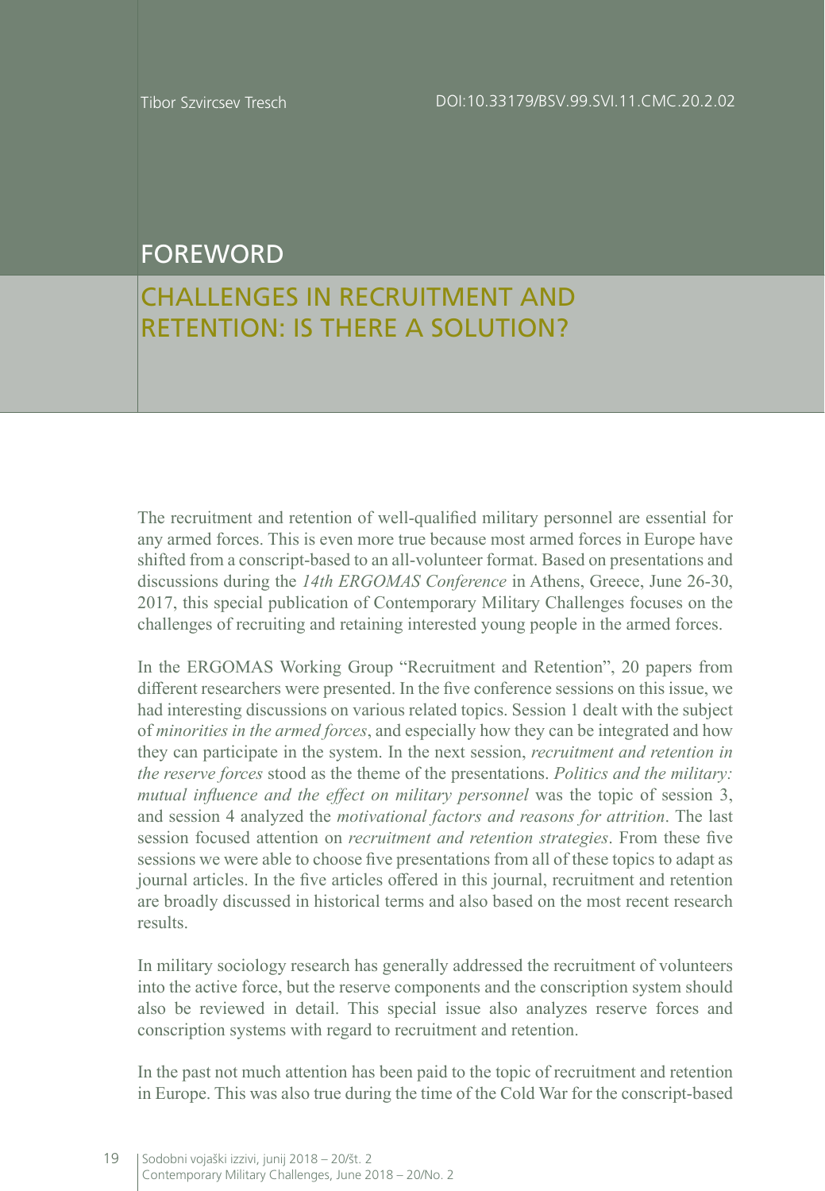Tibor Szvircsev Tresch

DOI:10.33179/BSV.99.SVI.11.CMC.20.2.02

# FOREWORD

## CHALLENGES IN RECRUITMENT AND RETENTION: IS THERE A SOLUTION?

The recruitment and retention of well-qualified military personnel are essential for any armed forces. This is even more true because most armed forces in Europe have shifted from a conscript-based to an all-volunteer format. Based on presentations and discussions during the *14th ERGOMAS Conference* in Athens, Greece, June 26-30, 2017, this special publication of Contemporary Military Challenges focuses on the challenges of recruiting and retaining interested young people in the armed forces.

In the ERGOMAS Working Group "Recruitment and Retention", 20 papers from different researchers were presented. In the five conference sessions on this issue, we had interesting discussions on various related topics. Session 1 dealt with the subject of *minorities in the armed forces*, and especially how they can be integrated and how they can participate in the system. In the next session, *recruitment and retention in the reserve forces* stood as the theme of the presentations. *Politics and the military: mutual influence and the effect on military personnel* was the topic of session 3, and session 4 analyzed the *motivational factors and reasons for attrition*. The last session focused attention on *recruitment and retention strategies*. From these five sessions we were able to choose five presentations from all of these topics to adapt as journal articles. In the five articles offered in this journal, recruitment and retention are broadly discussed in historical terms and also based on the most recent research results.

In military sociology research has generally addressed the recruitment of volunteers into the active force, but the reserve components and the conscription system should also be reviewed in detail. This special issue also analyzes reserve forces and conscription systems with regard to recruitment and retention.

In the past not much attention has been paid to the topic of recruitment and retention in Europe. This was also true during the time of the Cold War for the conscript-based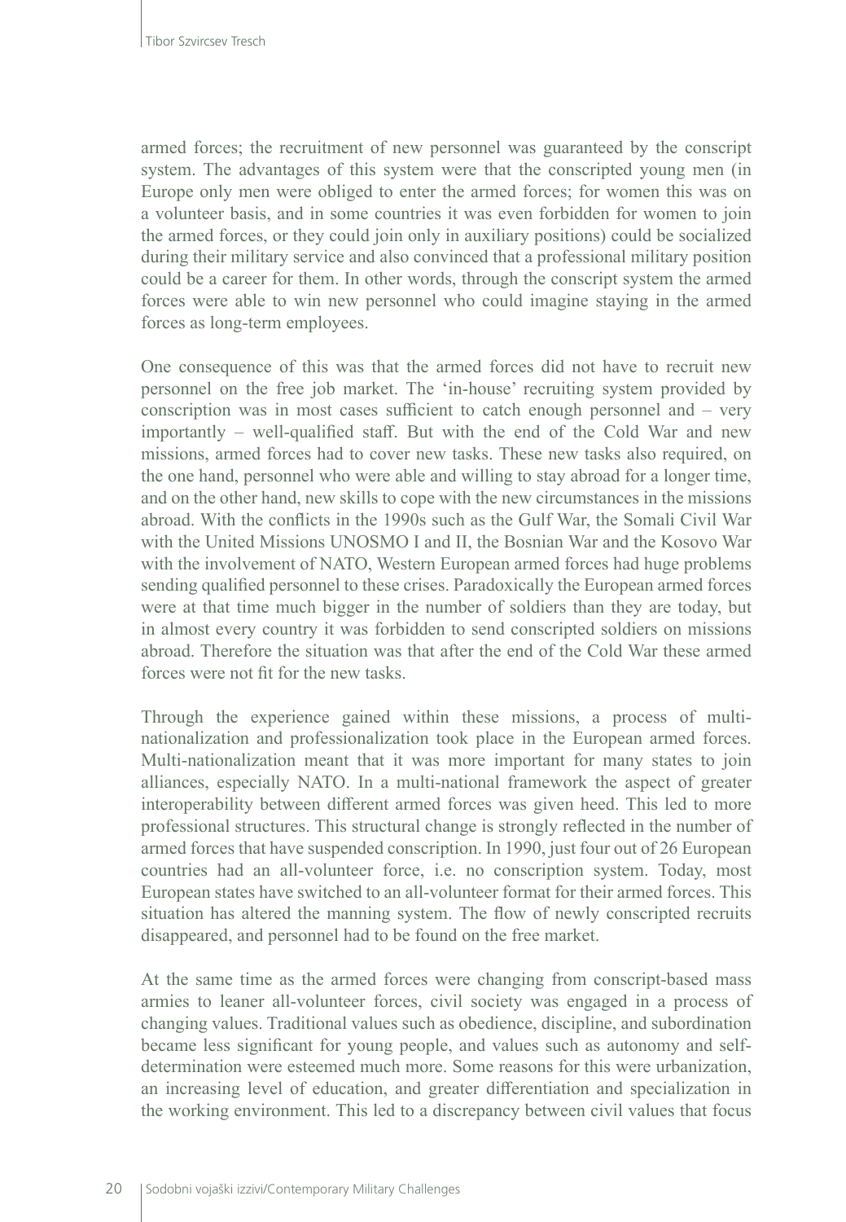armed forces; the recruitment of new personnel was guaranteed by the conscript system. The advantages of this system were that the conscripted young men (in Europe only men were obliged to enter the armed forces; for women this was on a volunteer basis, and in some countries it was even forbidden for women to join the armed forces, or they could join only in auxiliary positions) could be socialized during their military service and also convinced that a professional military position could be a career for them. In other words, through the conscript system the armed forces were able to win new personnel who could imagine staying in the armed forces as long-term employees.

One consequence of this was that the armed forces did not have to recruit new personnel on the free job market. The 'in-house' recruiting system provided by conscription was in most cases sufficient to catch enough personnel and – very importantly – well-qualified staff. But with the end of the Cold War and new missions, armed forces had to cover new tasks. These new tasks also required, on the one hand, personnel who were able and willing to stay abroad for a longer time, and on the other hand, new skills to cope with the new circumstances in the missions abroad. With the conflicts in the 1990s such as the Gulf War, the Somali Civil War with the United Missions UNOSMO I and II, the Bosnian War and the Kosovo War with the involvement of NATO, Western European armed forces had huge problems sending qualified personnel to these crises. Paradoxically the European armed forces were at that time much bigger in the number of soldiers than they are today, but in almost every country it was forbidden to send conscripted soldiers on missions abroad. Therefore the situation was that after the end of the Cold War these armed forces were not fit for the new tasks.

Through the experience gained within these missions, a process of multi-nationalization and professionalization took place in the European armed forces. Multi-nationalization meant that it was more important for many states to join alliances, especially NATO. In a multi-national framework the aspect of greater interoperability between different armed forces was given heed. This led to more professional structures. This structural change is strongly reflected in the number of armed forces that have suspended conscription. In 1990, just four out of 26 European countries had an all-volunteer force, i.e. no conscription system. Today, most European states have switched to an all-volunteer format for their armed forces. This situation has altered the manning system. The flow of newly conscripted recruits disappeared, and personnel had to be found on the free market.

At the same time as the armed forces were changing from conscript-based mass armies to leaner all-volunteer forces, civil society was engaged in a process of changing values. Traditional values such as obedience, discipline, and subordination became less significant for young people, and values such as autonomy and self-determination were esteemed much more. Some reasons for this were urbanization, an increasing level of education, and greater differentiation and specialization in the working environment. This led to a discrepancy between civil values that focus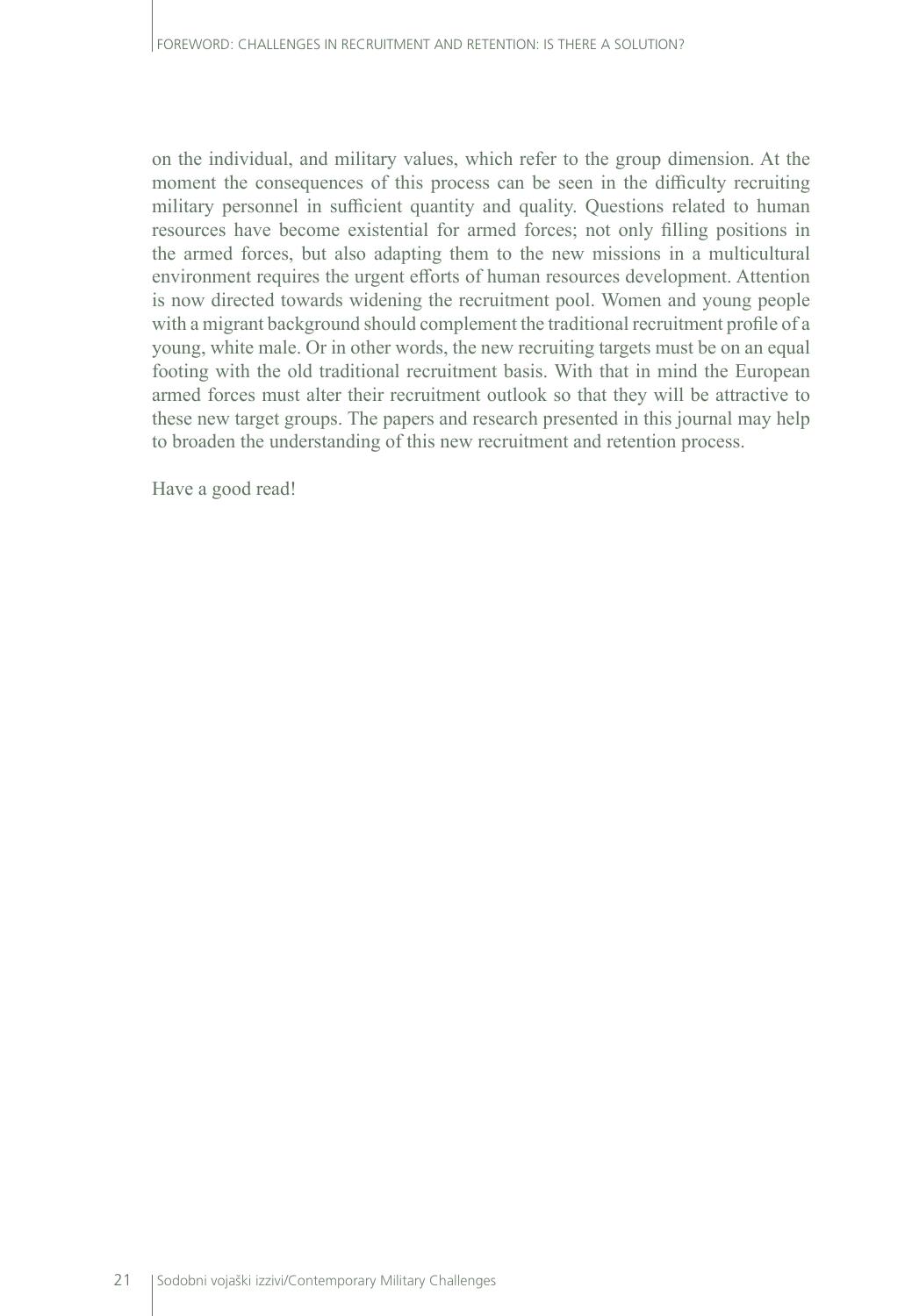on the individual, and military values, which refer to the group dimension. At the moment the consequences of this process can be seen in the difficulty recruiting military personnel in sufficient quantity and quality. Questions related to human resources have become existential for armed forces; not only filling positions in the armed forces, but also adapting them to the new missions in a multicultural environment requires the urgent efforts of human resources development. Attention is now directed towards widening the recruitment pool. Women and young people with a migrant background should complement the traditional recruitment profile of a young, white male. Or in other words, the new recruiting targets must be on an equal footing with the old traditional recruitment basis. With that in mind the European armed forces must alter their recruitment outlook so that they will be attractive to these new target groups. The papers and research presented in this journal may help to broaden the understanding of this new recruitment and retention process.

Have a good read!